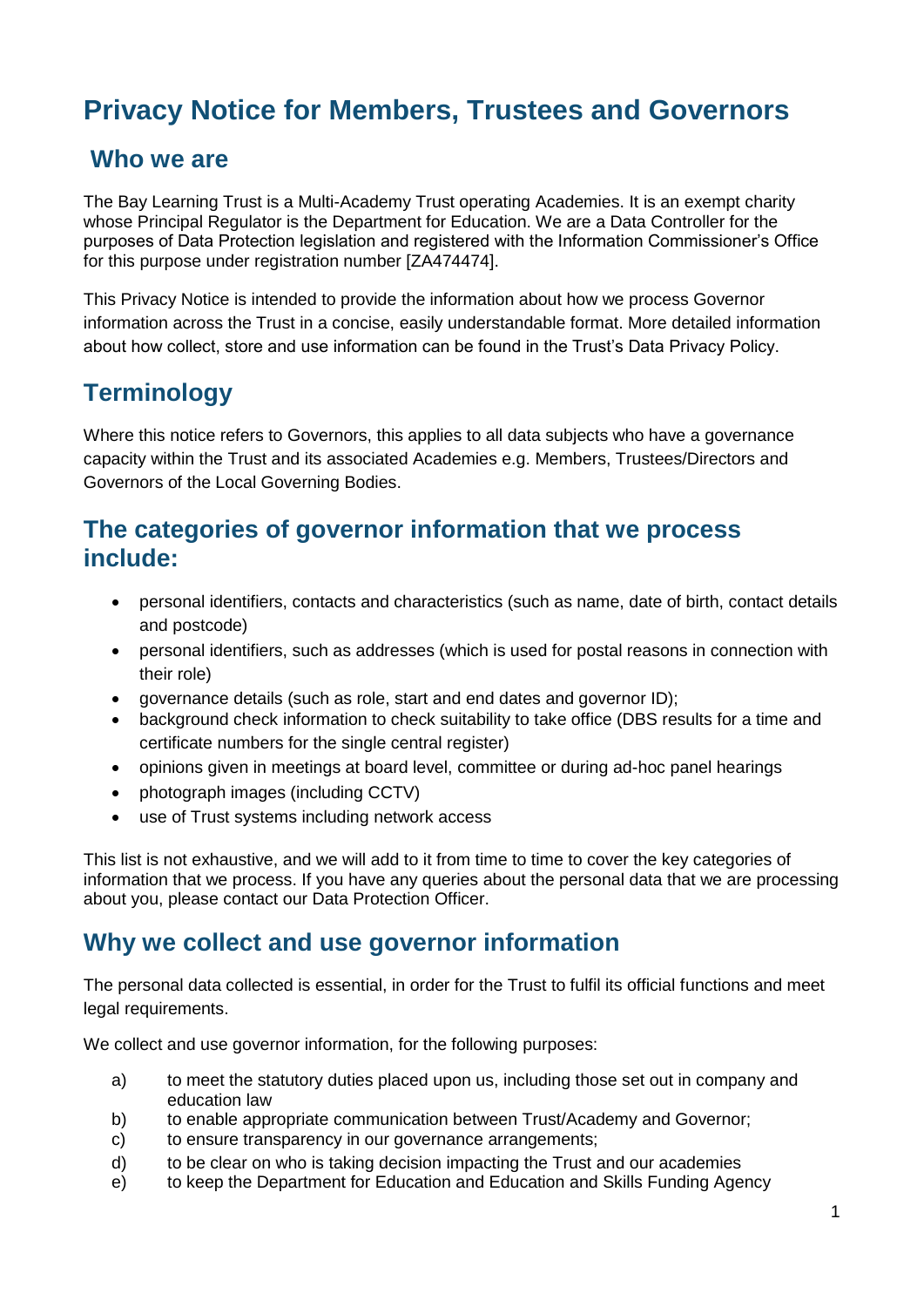# Privacy Notice for Members, Trustees and Governors

## Who we are

The Bay Learning Trust is a Multi-Academy Trust operating Academies. It is an exempt charity whose Principal Regulator is the Department for Education. We are a Data Controller for the purposes of Data Protection legislation and registered with the Information Commissioner's Office for this purpose under registration number [ZA474474].

This Privacy Notice is intended to provide the information about how we process Governor information across the Trust in a concise, easily understandable format. More detailed information about how collect, store and use information can be found in the Trust's Data Privacy Policy.

## Terminology

Where this notice refers to Governors, this applies to all data subjects who have a governance capacity within the Trust and its associated Academies e.g. Members, Trustees/Directors and Governors of the Local Governing Bodies.

## The categories of governor information that we process include:

- personal identifiers, contacts and characteristics (such as name, date of birth, contact details and postcode)
- personal identifiers, such as addresses (which is used for postal reasons in connection with their role)
- governance details (such as role, start and end dates and governor ID);
- background check information to check suitability to take office (DBS results for a time and certificate numbers for the single central register)
- opinions given in meetings at board level, committee or during ad-hoc panel hearings
- photograph images (including CCTV)
- use of Trust systems including network access

This list is not exhaustive, and we will add to it from time to time to cover the key categories of information that we process. If you have any queries about the personal data that we are processing about you, please contact our Data Protection Officer.

## Why we collect and use governor information

The personal data collected is essential, in order for the Trust to fulfil its official functions and meet legal requirements.

We collect and use governor information, for the following purposes:

a) to meet the statutory duties placed upon us, including those set out in company and education law
b) to enable appropriate communication between Trust/Academy and Governor;
c) to ensure transparency in our governance arrangements;
d) to be clear on who is taking decision impacting the Trust and our academies
e) to keep the Department for Education and Education and Skills Funding Agency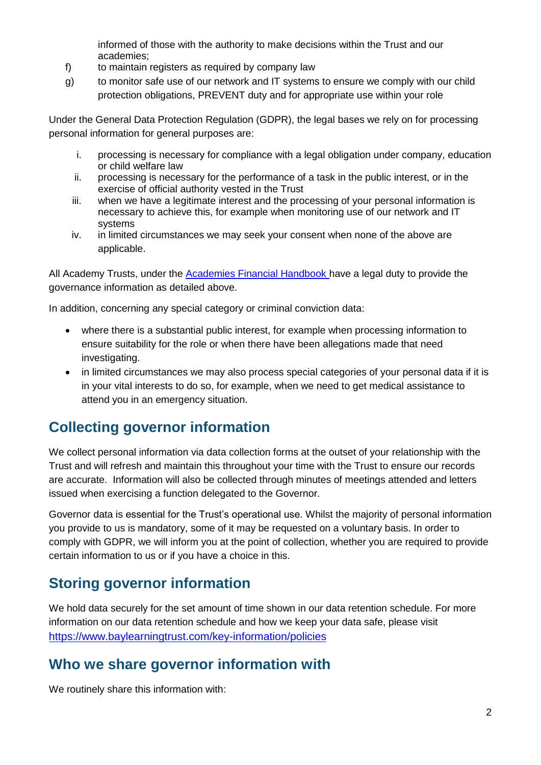informed of those with the authority to make decisions within the Trust and our academies;

f) to maintain registers as required by company law

g) to monitor safe use of our network and IT systems to ensure we comply with our child protection obligations, PREVENT duty and for appropriate use within your role

Under the General Data Protection Regulation (GDPR), the legal bases we rely on for processing personal information for general purposes are:

i. processing is necessary for compliance with a legal obligation under company, education or child welfare law

ii. processing is necessary for the performance of a task in the public interest, or in the exercise of official authority vested in the Trust

iii. when we have a legitimate interest and the processing of your personal information is necessary to achieve this, for example when monitoring use of our network and IT systems

iv. in limited circumstances we may seek your consent when none of the above are applicable.

All Academy Trusts, under the [Academies Financial Handbook](Academies Financial Handbook) have a legal duty to provide the governance information as detailed above.

In addition, concerning any special category or criminal conviction data:

- where there is a substantial public interest, for example when processing information to ensure suitability for the role or when there have been allegations made that need investigating.
- in limited circumstances we may also process special categories of your personal data if it is in your vital interests to do so, for example, when we need to get medical assistance to attend you in an emergency situation.

## Collecting governor information

We collect personal information via data collection forms at the outset of your relationship with the Trust and will refresh and maintain this throughout your time with the Trust to ensure our records are accurate. Information will also be collected through minutes of meetings attended and letters issued when exercising a function delegated to the Governor.

Governor data is essential for the Trust's operational use. Whilst the majority of personal information you provide to us is mandatory, some of it may be requested on a voluntary basis. In order to comply with GDPR, we will inform you at the point of collection, whether you are required to provide certain information to us or if you have a choice in this.

## Storing governor information

We hold data securely for the set amount of time shown in our data retention schedule. For more information on our data retention schedule and how we keep your data safe, please visit https://www.baylearningtrust.com/key-information/policies

## Who we share governor information with

We routinely share this information with: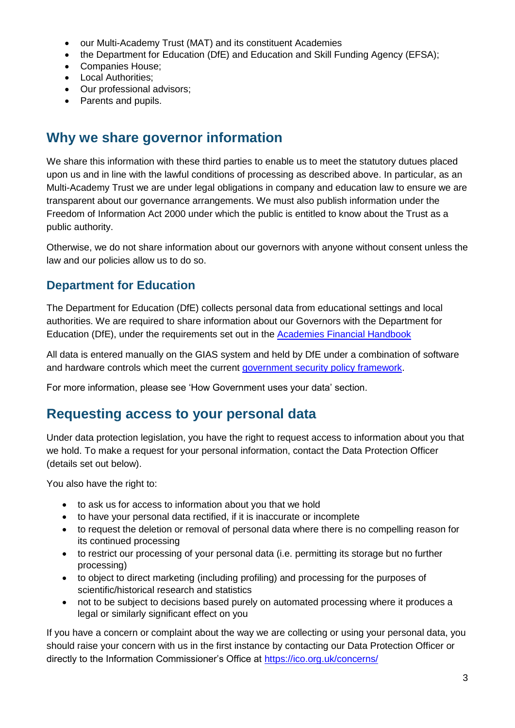- our Multi-Academy Trust (MAT) and its constituent Academies
- the Department for Education (DfE) and Education and Skill Funding Agency (EFSA);
- Companies House;
- Local Authorities;
- Our professional advisors;
- Parents and pupils.

## Why we share governor information

We share this information with these third parties to enable us to meet the statutory dutues placed upon us and in line with the lawful conditions of processing as described above. In particular, as an Multi-Academy Trust we are under legal obligations in company and education law to ensure we are transparent about our governance arrangements. We must also publish information under the Freedom of Information Act 2000 under which the public is entitled to know about the Trust as a public authority.

Otherwise, we do not share information about our governors with anyone without consent unless the law and our policies allow us to do so.

### Department for Education

The Department for Education (DfE) collects personal data from educational settings and local authorities. We are required to share information about our Governors with the Department for Education (DfE), under the requirements set out in the Academies Financial Handbook

All data is entered manually on the GIAS system and held by DfE under a combination of software and hardware controls which meet the current government security policy framework.

For more information, please see 'How Government uses your data' section.

## Requesting access to your personal data

Under data protection legislation, you have the right to request access to information about you that we hold. To make a request for your personal information, contact the Data Protection Officer (details set out below).

You also have the right to:

- to ask us for access to information about you that we hold
- to have your personal data rectified, if it is inaccurate or incomplete
- to request the deletion or removal of personal data where there is no compelling reason for its continued processing
- to restrict our processing of your personal data (i.e. permitting its storage but no further processing)
- to object to direct marketing (including profiling) and processing for the purposes of scientific/historical research and statistics
- not to be subject to decisions based purely on automated processing where it produces a legal or similarly significant effect on you

If you have a concern or complaint about the way we are collecting or using your personal data, you should raise your concern with us in the first instance by contacting our Data Protection Officer or directly to the Information Commissioner's Office at https://ico.org.uk/concerns/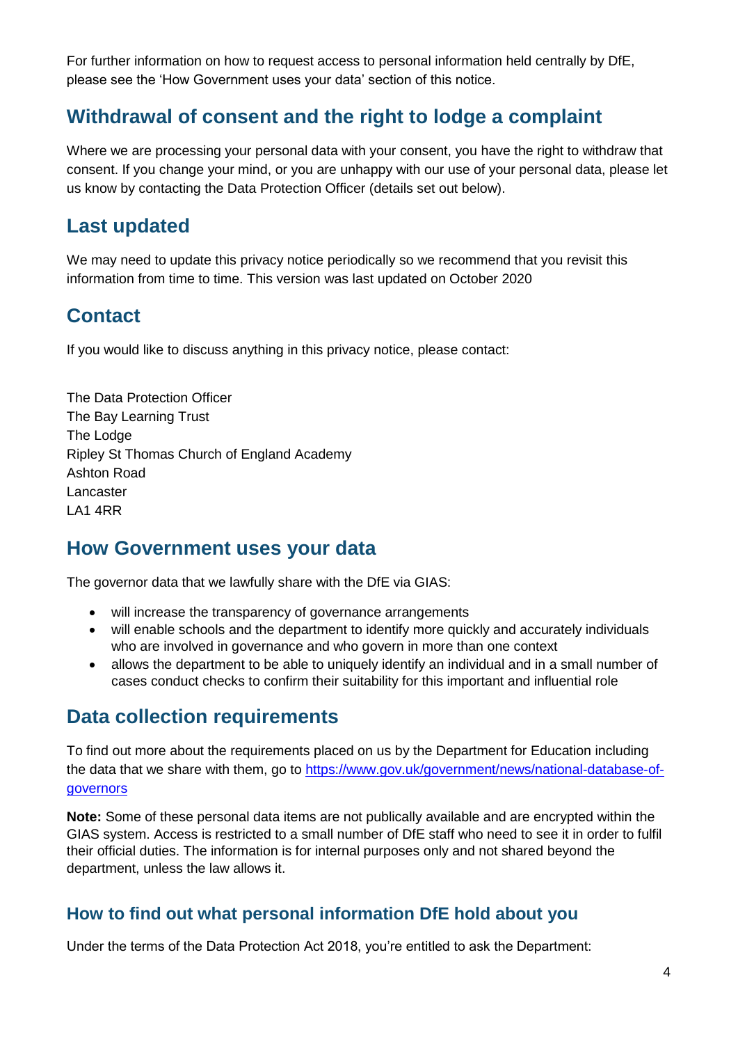For further information on how to request access to personal information held centrally by DfE, please see the 'How Government uses your data' section of this notice.

## Withdrawal of consent and the right to lodge a complaint

Where we are processing your personal data with your consent, you have the right to withdraw that consent. If you change your mind, or you are unhappy with our use of your personal data, please let us know by contacting the Data Protection Officer (details set out below).

## Last updated

We may need to update this privacy notice periodically so we recommend that you revisit this information from time to time. This version was last updated on October 2020

## Contact

If you would like to discuss anything in this privacy notice, please contact:

The Data Protection Officer
The Bay Learning Trust
The Lodge
Ripley St Thomas Church of England Academy
Ashton Road
Lancaster
LA1 4RR

## How Government uses your data

The governor data that we lawfully share with the DfE via GIAS:

- will increase the transparency of governance arrangements
- will enable schools and the department to identify more quickly and accurately individuals who are involved in governance and who govern in more than one context
- allows the department to be able to uniquely identify an individual and in a small number of cases conduct checks to confirm their suitability for this important and influential role

## Data collection requirements

To find out more about the requirements placed on us by the Department for Education including the data that we share with them, go to [https://www.gov.uk/government/news/national-database-of-governors](https://www.gov.uk/government/news/national-database-of-governors)

**Note:** Some of these personal data items are not publically available and are encrypted within the GIAS system. Access is restricted to a small number of DfE staff who need to see it in order to fulfil their official duties. The information is for internal purposes only and not shared beyond the department, unless the law allows it.

### How to find out what personal information DfE hold about you

Under the terms of the Data Protection Act 2018, you're entitled to ask the Department: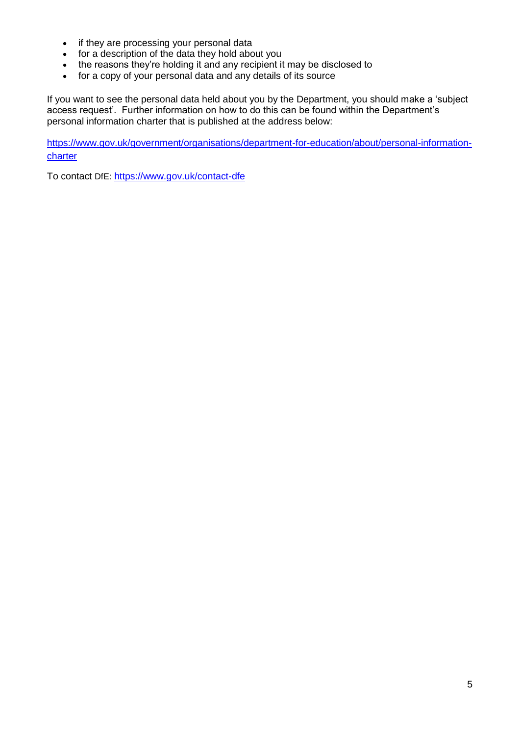- if they are processing your personal data
- for a description of the data they hold about you
- the reasons they're holding it and any recipient it may be disclosed to
- for a copy of your personal data and any details of its source

If you want to see the personal data held about you by the Department, you should make a 'subject access request'. Further information on how to do this can be found within the Department's personal information charter that is published at the address below:

[https://www.gov.uk/government/organisations/department-for-education/about/personal-information-charter](https://www.gov.uk/government/organisations/department-for-education/about/personal-information-charter)

To contact DfE: [https://www.gov.uk/contact-dfe](https://www.gov.uk/contact-dfe)